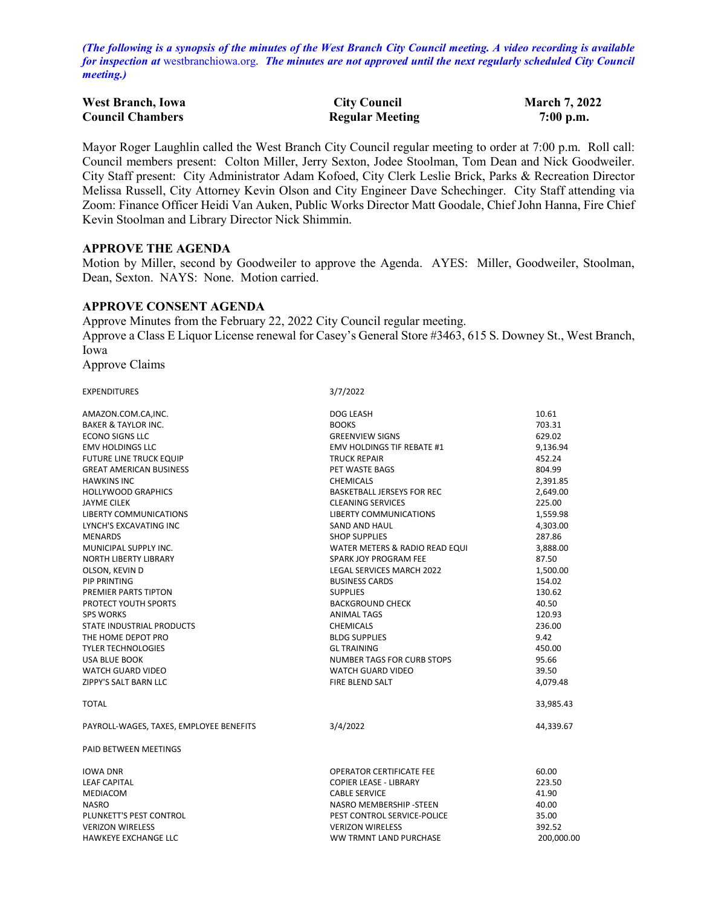*(The following is a synopsis of the minutes of the West Branch City Council meeting. A video recording is available for inspection at* westbranchiowa.org. *The minutes are not approved until the next regularly scheduled City Council meeting.)*

| **West Branch, Iowa** | **City Council** | **March 7, 2022** |
|---|---|---|
| **Council Chambers** | **Regular Meeting** | **7:00 p.m.** |

Mayor Roger Laughlin called the West Branch City Council regular meeting to order at 7:00 p.m. Roll call: Council members present: Colton Miller, Jerry Sexton, Jodee Stoolman, Tom Dean and Nick Goodweiler. City Staff present: City Administrator Adam Kofoed, City Clerk Leslie Brick, Parks & Recreation Director Melissa Russell, City Attorney Kevin Olson and City Engineer Dave Schechinger. City Staff attending via Zoom: Finance Officer Heidi Van Auken, Public Works Director Matt Goodale, Chief John Hanna, Fire Chief Kevin Stoolman and Library Director Nick Shimmin.

**APPROVE THE AGENDA**

Motion by Miller, second by Goodweiler to approve the Agenda. AYES: Miller, Goodweiler, Stoolman, Dean, Sexton. NAYS: None. Motion carried.

**APPROVE CONSENT AGENDA**

Approve Minutes from the February 22, 2022 City Council regular meeting.
Approve a Class E Liquor License renewal for Casey's General Store #3463, 615 S. Downey St., West Branch, Iowa
Approve Claims

| EXPENDITURES | 3/7/2022 | |
|---|---|---|
| AMAZON.COM.CA,INC. | DOG LEASH | 10.61 |
| BAKER & TAYLOR INC. | BOOKS | 703.31 |
| ECONO SIGNS LLC | GREENVIEW SIGNS | 629.02 |
| EMV HOLDINGS LLC | EMV HOLDINGS TIF REBATE #1 | 9,136.94 |
| FUTURE LINE TRUCK EQUIP | TRUCK REPAIR | 452.24 |
| GREAT AMERICAN BUSINESS | PET WASTE BAGS | 804.99 |
| HAWKINS INC | CHEMICALS | 2,391.85 |
| HOLLYWOOD GRAPHICS | BASKETBALL JERSEYS FOR REC | 2,649.00 |
| JAYME CILEK | CLEANING SERVICES | 225.00 |
| LIBERTY COMMUNICATIONS | LIBERTY COMMUNICATIONS | 1,559.98 |
| LYNCH'S EXCAVATING INC | SAND AND HAUL | 4,303.00 |
| MENARDS | SHOP SUPPLIES | 287.86 |
| MUNICIPAL SUPPLY INC. | WATER METERS & RADIO READ EQUI | 3,888.00 |
| NORTH LIBERTY LIBRARY | SPARK JOY PROGRAM FEE | 87.50 |
| OLSON, KEVIN D | LEGAL SERVICES MARCH 2022 | 1,500.00 |
| PIP PRINTING | BUSINESS CARDS | 154.02 |
| PREMIER PARTS TIPTON | SUPPLIES | 130.62 |
| PROTECT YOUTH SPORTS | BACKGROUND CHECK | 40.50 |
| SPS WORKS | ANIMAL TAGS | 120.93 |
| STATE INDUSTRIAL PRODUCTS | CHEMICALS | 236.00 |
| THE HOME DEPOT PRO | BLDG SUPPLIES | 9.42 |
| TYLER TECHNOLOGIES | GL TRAINING | 450.00 |
| USA BLUE BOOK | NUMBER TAGS FOR CURB STOPS | 95.66 |
| WATCH GUARD VIDEO | WATCH GUARD VIDEO | 39.50 |
| ZIPPY'S SALT BARN LLC | FIRE BLEND SALT | 4,079.48 |
| TOTAL | | 33,985.43 |
| PAYROLL-WAGES, TAXES, EMPLOYEE BENEFITS | 3/4/2022 | 44,339.67 |
| PAID BETWEEN MEETINGS | | |
| IOWA DNR | OPERATOR CERTIFICATE FEE | 60.00 |
| LEAF CAPITAL | COPIER LEASE - LIBRARY | 223.50 |
| MEDIACOM | CABLE SERVICE | 41.90 |
| NASRO | NASRO MEMBERSHIP -STEEN | 40.00 |
| PLUNKETT'S PEST CONTROL | PEST CONTROL SERVICE-POLICE | 35.00 |
| VERIZON WIRELESS | VERIZON WIRELESS | 392.52 |
| HAWKEYE EXCHANGE LLC | WW TRMNT LAND PURCHASE | 200,000.00 |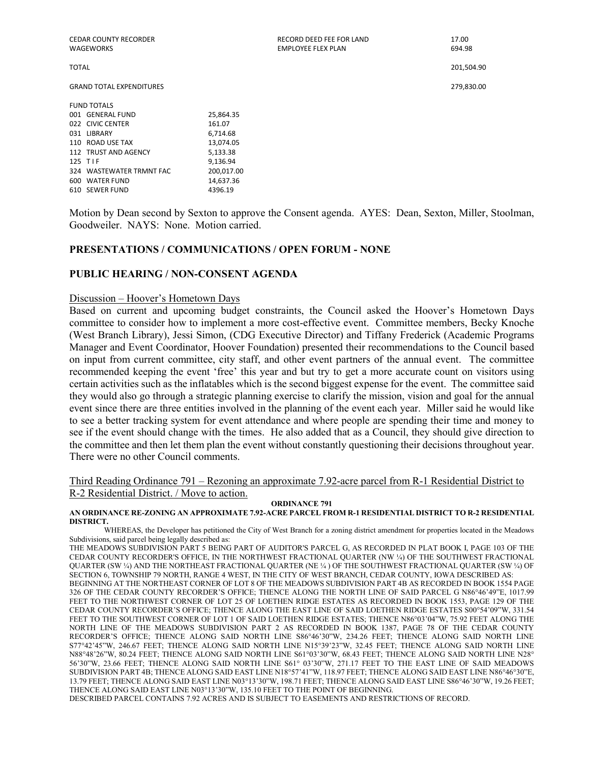| | | |
|---|---|---|
| CEDAR COUNTY RECORDER | RECORD DEED FEE FOR LAND | 17.00 |
| WAGEWORKS | EMPLOYEE FLEX PLAN | 694.98 |
| TOTAL | | 201,504.90 |
| GRAND TOTAL EXPENDITURES | | 279,830.00 |

FUND TOTALS

| | |
|---|---|
| 001 GENERAL FUND | 25,864.35 |
| 022 CIVIC CENTER | 161.07 |
| 031 LIBRARY | 6,714.68 |
| 110 ROAD USE TAX | 13,074.05 |
| 112 TRUST AND AGENCY | 5,133.38 |
| 125 T I F | 9,136.94 |
| 324 WASTEWATER TRMNT FAC | 200,017.00 |
| 600 WATER FUND | 14,637.36 |
| 610 SEWER FUND | 4396.19 |

Motion by Dean second by Sexton to approve the Consent agenda. AYES: Dean, Sexton, Miller, Stoolman, Goodweiler. NAYS: None. Motion carried.

## PRESENTATIONS / COMMUNICATIONS / OPEN FORUM - NONE

## PUBLIC HEARING / NON-CONSENT AGENDA

Discussion – Hoover's Hometown Days

Based on current and upcoming budget constraints, the Council asked the Hoover's Hometown Days committee to consider how to implement a more cost-effective event. Committee members, Becky Knoche (West Branch Library), Jessi Simon, (CDG Executive Director) and Tiffany Frederick (Academic Programs Manager and Event Coordinator, Hoover Foundation) presented their recommendations to the Council based on input from current committee, city staff, and other event partners of the annual event. The committee recommended keeping the event 'free' this year and but try to get a more accurate count on visitors using certain activities such as the inflatables which is the second biggest expense for the event. The committee said they would also go through a strategic planning exercise to clarify the mission, vision and goal for the annual event since there are three entities involved in the planning of the event each year. Miller said he would like to see a better tracking system for event attendance and where people are spending their time and money to see if the event should change with the times. He also added that as a Council, they should give direction to the committee and then let them plan the event without constantly questioning their decisions throughout year. There were no other Council comments.

Third Reading Ordinance 791 – Rezoning an approximate 7.92-acre parcel from R-1 Residential District to R-2 Residential District. / Move to action.

**ORDINANCE 791**

**AN ORDINANCE RE-ZONING AN APPROXIMATE 7.92-ACRE PARCEL FROM R-1 RESIDENTIAL DISTRICT TO R-2 RESIDENTIAL DISTRICT.**

WHEREAS, the Developer has petitioned the City of West Branch for a zoning district amendment for properties located in the Meadows Subdivisions, said parcel being legally described as:

THE MEADOWS SUBDIVISION PART 5 BEING PART OF AUDITOR'S PARCEL G, AS RECORDED IN PLAT BOOK I, PAGE 103 OF THE CEDAR COUNTY RECORDER'S OFFICE, IN THE NORTHWEST FRACTIONAL QUARTER (NW ¼) OF THE SOUTHWEST FRACTIONAL QUARTER (SW ¼) AND THE NORTHEAST FRACTIONAL QUARTER (NE ¼ ) OF THE SOUTHWEST FRACTIONAL QUARTER (SW ¼) OF SECTION 6, TOWNSHIP 79 NORTH, RANGE 4 WEST, IN THE CITY OF WEST BRANCH, CEDAR COUNTY, IOWA DESCRIBED AS:

BEGINNING AT THE NORTHEAST CORNER OF LOT 8 OF THE MEADOWS SUBDIVISION PART 4B AS RECORDED IN BOOK 1554 PAGE 326 OF THE CEDAR COUNTY RECORDER'S OFFICE; THENCE ALONG THE NORTH LINE OF SAID PARCEL G N86°46'49"E, 1017.99 FEET TO THE NORTHWEST CORNER OF LOT 25 OF LOETHEN RIDGE ESTATES AS RECORDED IN BOOK 1553, PAGE 129 OF THE CEDAR COUNTY RECORDER'S OFFICE; THENCE ALONG THE EAST LINE OF SAID LOETHEN RIDGE ESTATES S00°54'09"W, 331.54 FEET TO THE SOUTHWEST CORNER OF LOT 1 OF SAID LOETHEN RIDGE ESTATES; THENCE N86°03'04"W, 75.92 FEET ALONG THE NORTH LINE OF THE MEADOWS SUBDIVISION PART 2 AS RECORDED IN BOOK 1387, PAGE 78 OF THE CEDAR COUNTY RECORDER'S OFFICE; THENCE ALONG SAID NORTH LINE S86°46'30"W, 234.26 FEET; THENCE ALONG SAID NORTH LINE S77°42'45"W, 246.67 FEET; THENCE ALONG SAID NORTH LINE N15°39'23"W, 32.45 FEET; THENCE ALONG SAID NORTH LINE N88°48'26"W, 80.24 FEET; THENCE ALONG SAID NORTH LINE S61°03'30"W, 68.43 FEET; THENCE ALONG SAID NORTH LINE N28° 56'30"W, 23.66 FEET; THENCE ALONG SAID NORTH LINE S61° 03'30"W, 271.17 FEET TO THE EAST LINE OF SAID MEADOWS SUBDIVISION PART 4B; THENCE ALONG SAID EAST LINE N18°57'41"W, 118.97 FEET; THENCE ALONG SAID EAST LINE N86°46'30"E, 13.79 FEET; THENCE ALONG SAID EAST LINE N03°13'30"W, 198.71 FEET; THENCE ALONG SAID EAST LINE S86°46'30"W, 19.26 FEET; THENCE ALONG SAID EAST LINE N03°13'30"W, 135.10 FEET TO THE POINT OF BEGINNING.

DESCRIBED PARCEL CONTAINS 7.92 ACRES AND IS SUBJECT TO EASEMENTS AND RESTRICTIONS OF RECORD.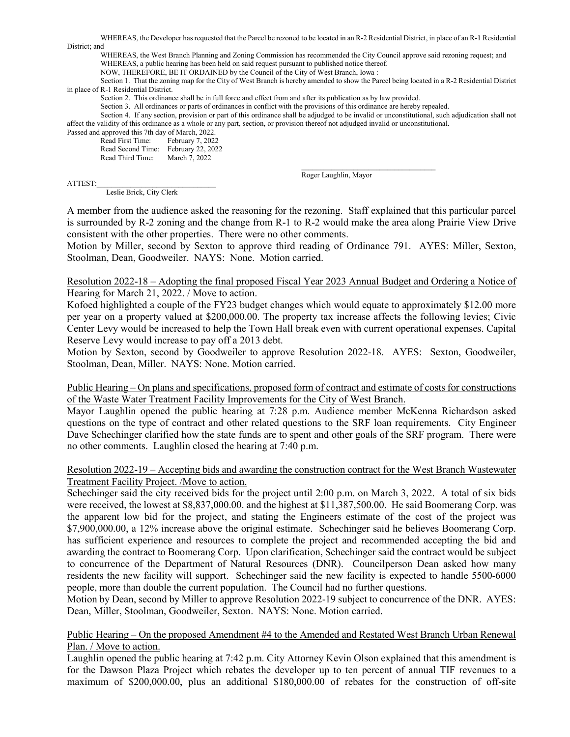WHEREAS, the Developer has requested that the Parcel be rezoned to be located in an R-2 Residential District, in place of an R-1 Residential District; and

WHEREAS, the West Branch Planning and Zoning Commission has recommended the City Council approve said rezoning request; and

WHEREAS, a public hearing has been held on said request pursuant to published notice thereof.

NOW, THEREFORE, BE IT ORDAINED by the Council of the City of West Branch, Iowa :

Section 1. That the zoning map for the City of West Branch is hereby amended to show the Parcel being located in a R-2 Residential District in place of R-1 Residential District.

Section 2. This ordinance shall be in full force and effect from and after its publication as by law provided.

Section 3. All ordinances or parts of ordinances in conflict with the provisions of this ordinance are hereby repealed.

Section 4. If any section, provision or part of this ordinance shall be adjudged to be invalid or unconstitutional, such adjudication shall not affect the validity of this ordinance as a whole or any part, section, or provision thereof not adjudged invalid or unconstitutional.

Passed and approved this 7th day of March, 2022.

Read First Time: February 7, 2022
Read Second Time: February 22, 2022
Read Third Time: March 7, 2022

\_\_\_\_\_\_\_\_\_\_\_\_\_\_\_\_\_\_\_\_\_\_\_\_\_\_\_\_\_\_\_\_\_\_\_
Roger Laughlin, Mayor

ATTEST:\_\_\_\_\_\_\_\_\_\_\_\_\_\_\_\_\_\_\_\_\_\_\_\_\_\_\_\_\_\_\_\_\_
Leslie Brick, City Clerk

A member from the audience asked the reasoning for the rezoning. Staff explained that this particular parcel is surrounded by R-2 zoning and the change from R-1 to R-2 would make the area along Prairie View Drive consistent with the other properties. There were no other comments.

Motion by Miller, second by Sexton to approve third reading of Ordinance 791. AYES: Miller, Sexton, Stoolman, Dean, Goodweiler. NAYS: None. Motion carried.

Resolution 2022-18 – Adopting the final proposed Fiscal Year 2023 Annual Budget and Ordering a Notice of Hearing for March 21, 2022. / Move to action.

Kofoed highlighted a couple of the FY23 budget changes which would equate to approximately $12.00 more per year on a property valued at $200,000.00. The property tax increase affects the following levies; Civic Center Levy would be increased to help the Town Hall break even with current operational expenses. Capital Reserve Levy would increase to pay off a 2013 debt.

Motion by Sexton, second by Goodweiler to approve Resolution 2022-18. AYES: Sexton, Goodweiler, Stoolman, Dean, Miller. NAYS: None. Motion carried.

Public Hearing – On plans and specifications, proposed form of contract and estimate of costs for constructions of the Waste Water Treatment Facility Improvements for the City of West Branch.

Mayor Laughlin opened the public hearing at 7:28 p.m. Audience member McKenna Richardson asked questions on the type of contract and other related questions to the SRF loan requirements. City Engineer Dave Schechinger clarified how the state funds are to spent and other goals of the SRF program. There were no other comments. Laughlin closed the hearing at 7:40 p.m.

Resolution 2022-19 – Accepting bids and awarding the construction contract for the West Branch Wastewater Treatment Facility Project. /Move to action.

Schechinger said the city received bids for the project until 2:00 p.m. on March 3, 2022. A total of six bids were received, the lowest at $8,837,000.00. and the highest at $11,387,500.00. He said Boomerang Corp. was the apparent low bid for the project, and stating the Engineers estimate of the cost of the project was $7,900,000.00, a 12% increase above the original estimate. Schechinger said he believes Boomerang Corp. has sufficient experience and resources to complete the project and recommended accepting the bid and awarding the contract to Boomerang Corp. Upon clarification, Schechinger said the contract would be subject to concurrence of the Department of Natural Resources (DNR). Councilperson Dean asked how many residents the new facility will support. Schechinger said the new facility is expected to handle 5500-6000 people, more than double the current population. The Council had no further questions.

Motion by Dean, second by Miller to approve Resolution 2022-19 subject to concurrence of the DNR. AYES: Dean, Miller, Stoolman, Goodweiler, Sexton. NAYS: None. Motion carried.

Public Hearing – On the proposed Amendment #4 to the Amended and Restated West Branch Urban Renewal Plan. / Move to action.

Laughlin opened the public hearing at 7:42 p.m. City Attorney Kevin Olson explained that this amendment is for the Dawson Plaza Project which rebates the developer up to ten percent of annual TIF revenues to a maximum of $200,000.00, plus an additional $180,000.00 of rebates for the construction of off-site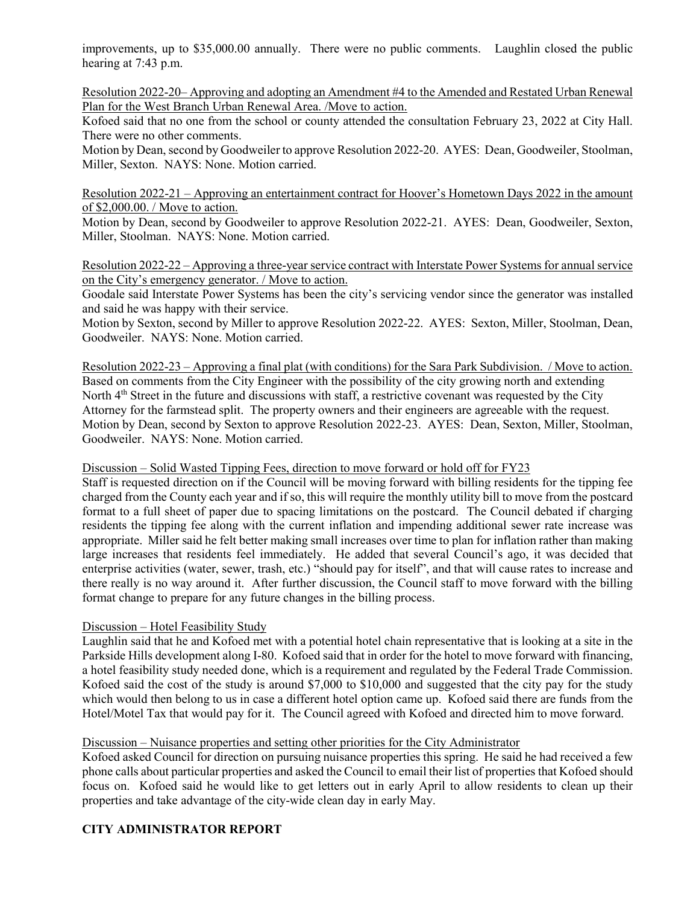improvements, up to $35,000.00 annually. There were no public comments. Laughlin closed the public hearing at 7:43 p.m.

Resolution 2022-20– Approving and adopting an Amendment #4 to the Amended and Restated Urban Renewal Plan for the West Branch Urban Renewal Area. /Move to action.

Kofoed said that no one from the school or county attended the consultation February 23, 2022 at City Hall. There were no other comments.

Motion by Dean, second by Goodweiler to approve Resolution 2022-20. AYES: Dean, Goodweiler, Stoolman, Miller, Sexton. NAYS: None. Motion carried.

Resolution 2022-21 – Approving an entertainment contract for Hoover's Hometown Days 2022 in the amount of $2,000.00. / Move to action.

Motion by Dean, second by Goodweiler to approve Resolution 2022-21. AYES: Dean, Goodweiler, Sexton, Miller, Stoolman. NAYS: None. Motion carried.

Resolution 2022-22 – Approving a three-year service contract with Interstate Power Systems for annual service on the City's emergency generator. / Move to action.

Goodale said Interstate Power Systems has been the city's servicing vendor since the generator was installed and said he was happy with their service.

Motion by Sexton, second by Miller to approve Resolution 2022-22. AYES: Sexton, Miller, Stoolman, Dean, Goodweiler. NAYS: None. Motion carried.

Resolution 2022-23 – Approving a final plat (with conditions) for the Sara Park Subdivision. / Move to action.

Based on comments from the City Engineer with the possibility of the city growing north and extending North 4th Street in the future and discussions with staff, a restrictive covenant was requested by the City Attorney for the farmstead split. The property owners and their engineers are agreeable with the request.

Motion by Dean, second by Sexton to approve Resolution 2022-23. AYES: Dean, Sexton, Miller, Stoolman, Goodweiler. NAYS: None. Motion carried.

Discussion – Solid Wasted Tipping Fees, direction to move forward or hold off for FY23

Staff is requested direction on if the Council will be moving forward with billing residents for the tipping fee charged from the County each year and if so, this will require the monthly utility bill to move from the postcard format to a full sheet of paper due to spacing limitations on the postcard. The Council debated if charging residents the tipping fee along with the current inflation and impending additional sewer rate increase was appropriate. Miller said he felt better making small increases over time to plan for inflation rather than making large increases that residents feel immediately. He added that several Council's ago, it was decided that enterprise activities (water, sewer, trash, etc.) "should pay for itself", and that will cause rates to increase and there really is no way around it. After further discussion, the Council staff to move forward with the billing format change to prepare for any future changes in the billing process.

Discussion – Hotel Feasibility Study

Laughlin said that he and Kofoed met with a potential hotel chain representative that is looking at a site in the Parkside Hills development along I-80. Kofoed said that in order for the hotel to move forward with financing, a hotel feasibility study needed done, which is a requirement and regulated by the Federal Trade Commission. Kofoed said the cost of the study is around $7,000 to $10,000 and suggested that the city pay for the study which would then belong to us in case a different hotel option came up. Kofoed said there are funds from the Hotel/Motel Tax that would pay for it. The Council agreed with Kofoed and directed him to move forward.

Discussion – Nuisance properties and setting other priorities for the City Administrator

Kofoed asked Council for direction on pursuing nuisance properties this spring. He said he had received a few phone calls about particular properties and asked the Council to email their list of properties that Kofoed should focus on. Kofoed said he would like to get letters out in early April to allow residents to clean up their properties and take advantage of the city-wide clean day in early May.

**CITY ADMINISTRATOR REPORT**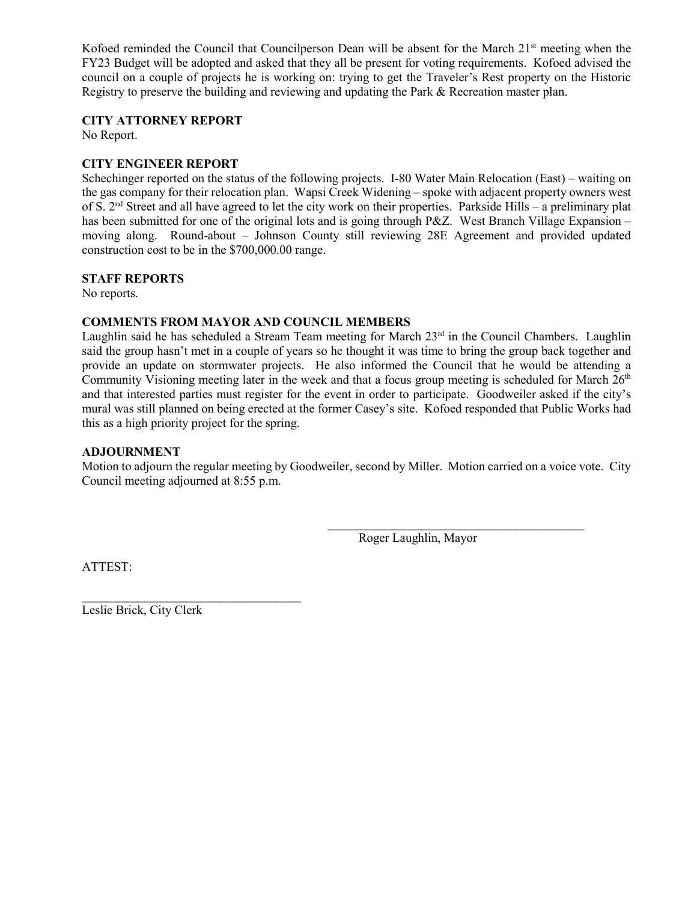Kofoed reminded the Council that Councilperson Dean will be absent for the March 21st meeting when the FY23 Budget will be adopted and asked that they all be present for voting requirements. Kofoed advised the council on a couple of projects he is working on: trying to get the Traveler's Rest property on the Historic Registry to preserve the building and reviewing and updating the Park & Recreation master plan.

**CITY ATTORNEY REPORT**

No Report.

**CITY ENGINEER REPORT**

Schechinger reported on the status of the following projects. I-80 Water Main Relocation (East) – waiting on the gas company for their relocation plan. Wapsi Creek Widening – spoke with adjacent property owners west of S. 2nd Street and all have agreed to let the city work on their properties. Parkside Hills – a preliminary plat has been submitted for one of the original lots and is going through P&Z. West Branch Village Expansion – moving along. Round-about – Johnson County still reviewing 28E Agreement and provided updated construction cost to be in the $700,000.00 range.

**STAFF REPORTS**

No reports.

**COMMENTS FROM MAYOR AND COUNCIL MEMBERS**

Laughlin said he has scheduled a Stream Team meeting for March 23rd in the Council Chambers. Laughlin said the group hasn't met in a couple of years so he thought it was time to bring the group back together and provide an update on stormwater projects. He also informed the Council that he would be attending a Community Visioning meeting later in the week and that a focus group meeting is scheduled for March 26th and that interested parties must register for the event in order to participate. Goodweiler asked if the city's mural was still planned on being erected at the former Casey's site. Kofoed responded that Public Works had this as a high priority project for the spring.

**ADJOURNMENT**

Motion to adjourn the regular meeting by Goodweiler, second by Miller. Motion carried on a voice vote. City Council meeting adjourned at 8:55 p.m.

\_\_\_\_\_\_\_\_\_\_\_\_\_\_\_\_\_\_\_\_\_\_\_\_\_\_\_\_\_\_\_\_\_\_\_\_\_\_\_\_\_\_\_\_

Roger Laughlin, Mayor

ATTEST:

\_\_\_\_\_\_\_\_\_\_\_\_\_\_\_\_\_\_\_\_\_\_\_\_\_\_\_\_\_\_\_\_\_\_\_\_

Leslie Brick, City Clerk